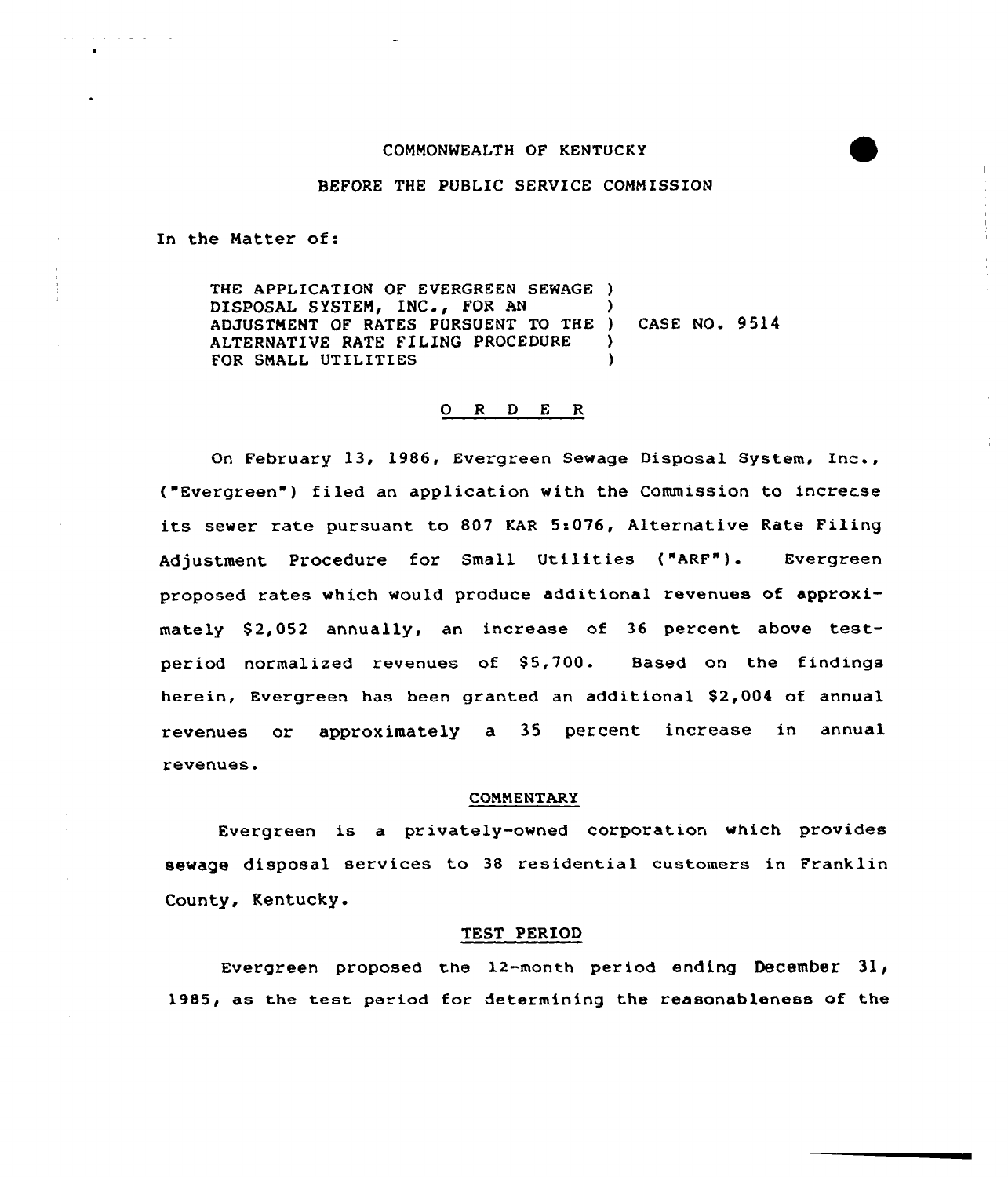COMMONWEALTH OF KENTUCKY

BEFORE THE PUBLIC SERVICE COMMISSION

In the Matter of:

THE APPLICATION OF EVERGREEN SEWAGE DISPOSAL SYSTEM, INC., FOR AN ADJUSTMENT OF RATES PURSUENT TO THE ALTERNATIVE RATE FILING PROCEDURE FOR SMALL UTILITIES ) CASE NO. 9514

O R D E R

On February 13, 1986, Evergreen Sewage Disposal System, Inc., ("Evergreen") filed an application with the Commission to increase its sewer rate pursuant to 807 KAR 5:076, Alternative Rate Filing Adjustment Procedure for Small Utilities ("ARF"). Evergreen proposed rates which would produce additional revenues of approximately $2,052 annually, an increase of 36 percent above test-period normalized revenues of $5,700. Based on the findings herein, Evergreen has been granted an additional $2,004 of annual revenues or approximately a 35 percent increase in annual revenues.

COMMENTARY

Evergreen is a privately-owned corporation which provides sewage disposal services to 38 residential customers in Franklin County, Kentucky.

TEST PERIOD

Evergreen proposed the 12-month period ending December 31, 1985, as the test period for determining the reasonableness of the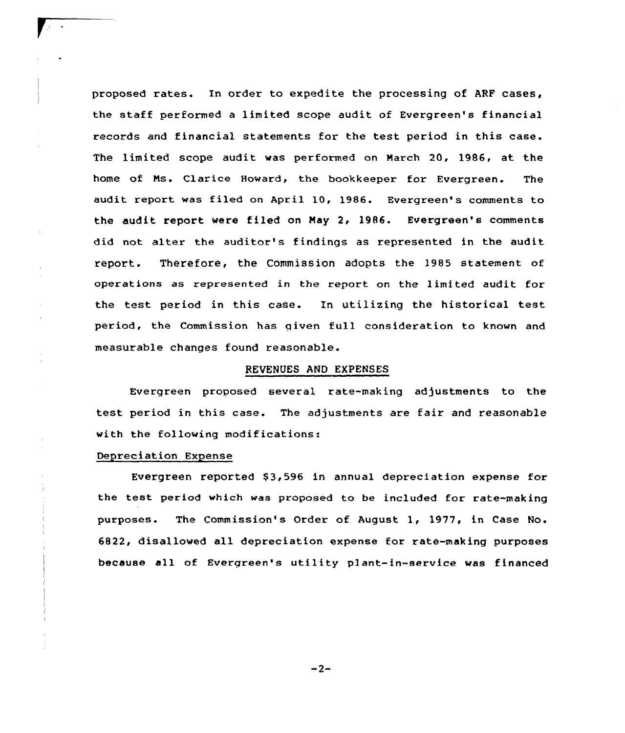proposed rates. In order to expedite the processing of ARF cases, the staff performed a limited scope audit of Evergreen's financial records and financial statements for the test period in this case. The limited scope audit was performed on March 20, 1986, at the home of Ms. Clarice Howard, the bookkeeper for Evergreen. The audit report was filed on April 10, 1986. Evergreen's comments to the audit report were filed on May 2, 1986. Evergreen's comments did not alter the auditor's findings as represented in the audit report. Therefore, the Commission adopts the 1985 statement of operations as represented in the report on the limited audit for the test period in this case. In utilizing the historical test period, the Commission has given full consideration to known and measurable changes found reasonable.

## REVENUES AND EXPENSES

Evergreen proposed several rate-making adjustments to the test period in this case. The adjustments are fair and reasonable with the following modifications:

### Depreciation Expense

Evergreen reported $3,596 in annual depreciation expense for the test period which was proposed to be included for rate-making purposes. The Commission's Order of August 1, 1977, in Case No. 6822, disallowed all depreciation expense for rate-making purposes because all of Evergreen's utility plant-in-service was financed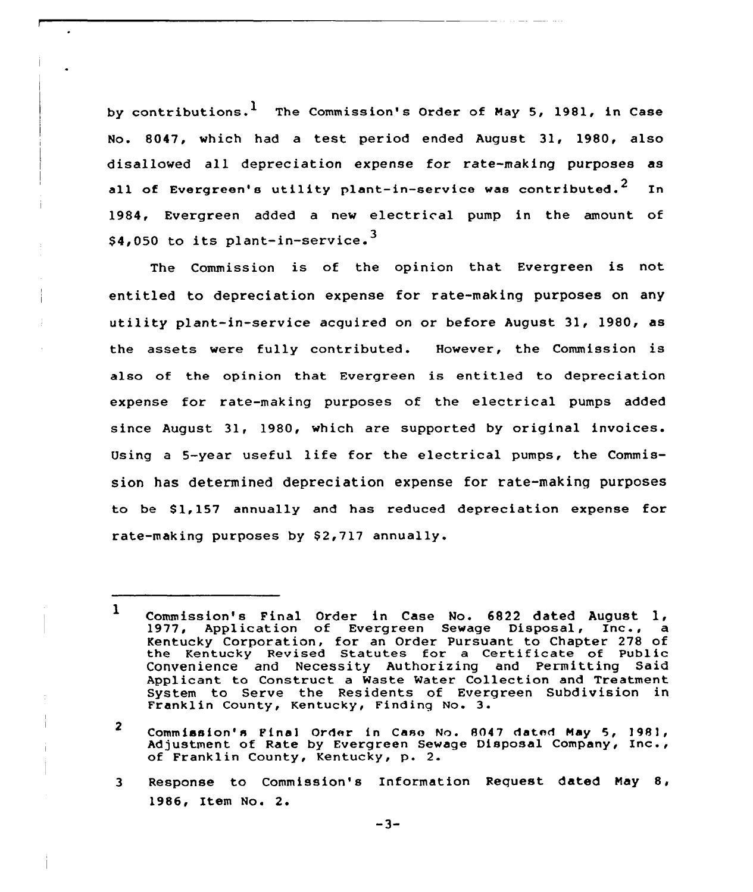by contributions.[1] The Commission's Order of May 5, 1981, in Case No. 8047, which had a test period ended August 31, 1980, also disallowed all depreciation expense for rate-making purposes as all of Evergreen's utility plant-in-service was contributed.[2] In 1984, Evergreen added a new electrical pump in the amount of $4,050 to its plant-in-service.[3]

The Commission is of the opinion that Evergreen is not entitled to depreciation expense for rate-making purposes on any utility plant-in-service acquired on or before August 31, 1980, as the assets were fully contributed. However, the Commission is also of the opinion that Evergreen is entitled to depreciation expense for rate-making purposes of the electrical pumps added since August 31, 1980, which are supported by original invoices. Using a 5-year useful life for the electrical pumps, the Commission has determined depreciation expense for rate-making purposes to be $1,157 annually and has reduced depreciation expense for rate-making purposes by $2,717 annually.

---

1 Commission's Final Order in Case No. 6822 dated August 1, 1977, Application of Evergreen Sewage Disposal, Inc., a Kentucky Corporation, for an Order Pursuant to Chapter 278 of the Kentucky Revised Statutes for a Certificate of Public Convenience and Necessity Authorizing and Permitting Said Applicant to Construct a Waste Water Collection and Treatment System to Serve the Residents of Evergreen Subdivision in Franklin County, Kentucky, Finding No. 3.

2 Commission's Final Order in Case No. 8047 dated May 5, 1981, Adjustment of Rate by Evergreen Sewage Disposal Company, Inc., of Franklin County, Kentucky, p. 2.

3 Response to Commission's Information Request dated May 8, 1986, Item No. 2.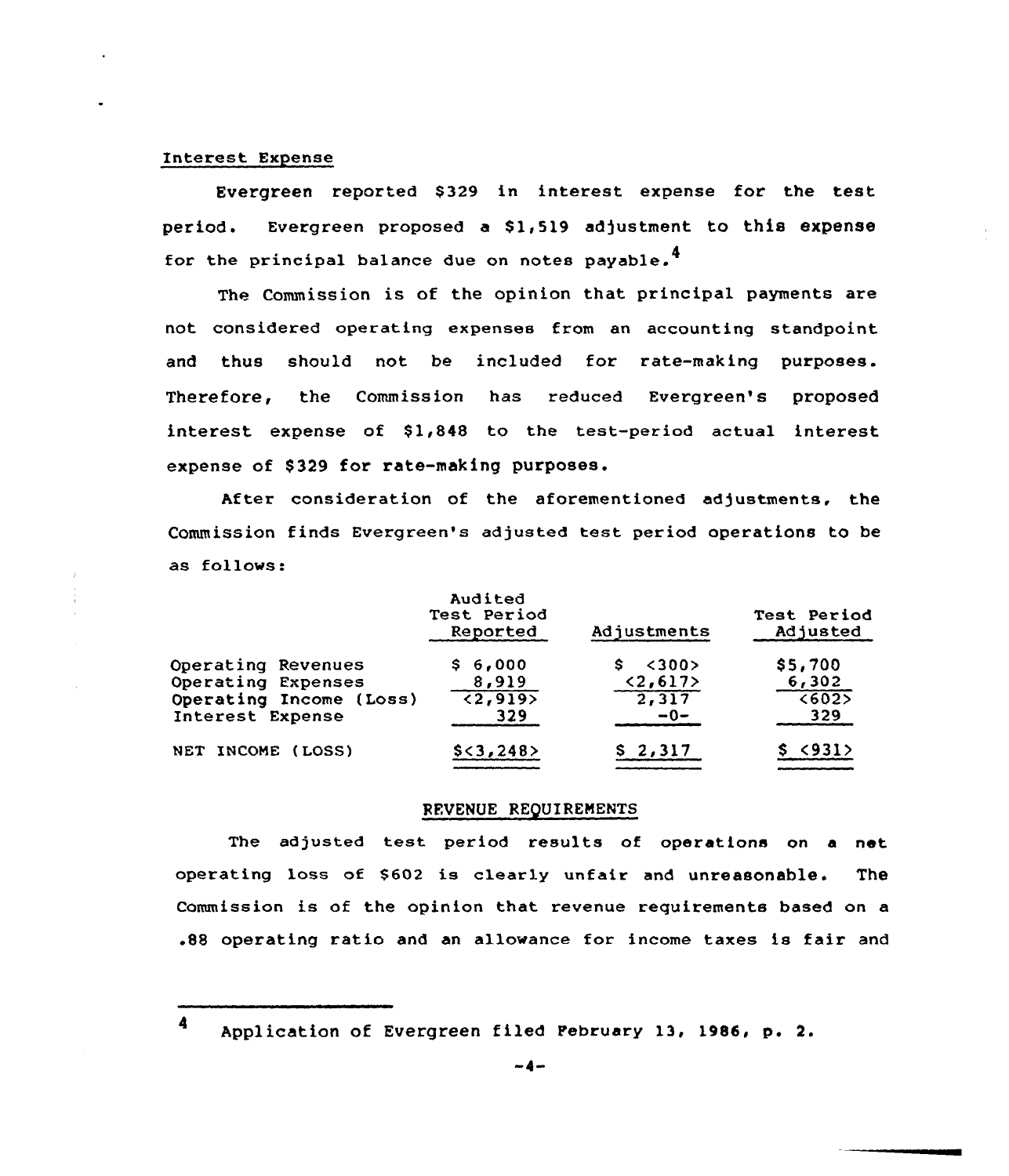Interest Expense

Evergreen reported $329 in interest expense for the test period. Evergreen proposed a $1,519 adjustment to this expense for the principal balance due on notes payable.[4]

The Commission is of the opinion that principal payments are not considered operating expenses from an accounting standpoint and thus should not be included for rate-making purposes. Therefore, the Commission has reduced Evergreen's proposed interest expense of $1,848 to the test-period actual interest expense of $329 for rate-making purposes.

After consideration of the aforementioned adjustments, the Commission finds Evergreen's adjusted test period operations to be as follows:

| | Audited Test Period Reported | Adjustments | Test Period Adjusted |
|---|---|---|---|
| Operating Revenues | $ 6,000 | $ <300> | $5,700 |
| Operating Expenses | 8,919 | <2,617> | 6,302 |
| Operating Income (Loss) | <2,919> | 2,317 | <602> |
| Interest Expense | 329 | -0- | 329 |
| NET INCOME (LOSS) | $<3,248> | $ 2,317 | $ <931> |

REVENUE REQUIREMENTS

The adjusted test period results of operations on a net operating loss of $602 is clearly unfair and unreasonable. The Commission is of the opinion that revenue requirements based on a .88 operating ratio and an allowance for income taxes is fair and

[4] Application of Evergreen filed February 13, 1986, p. 2.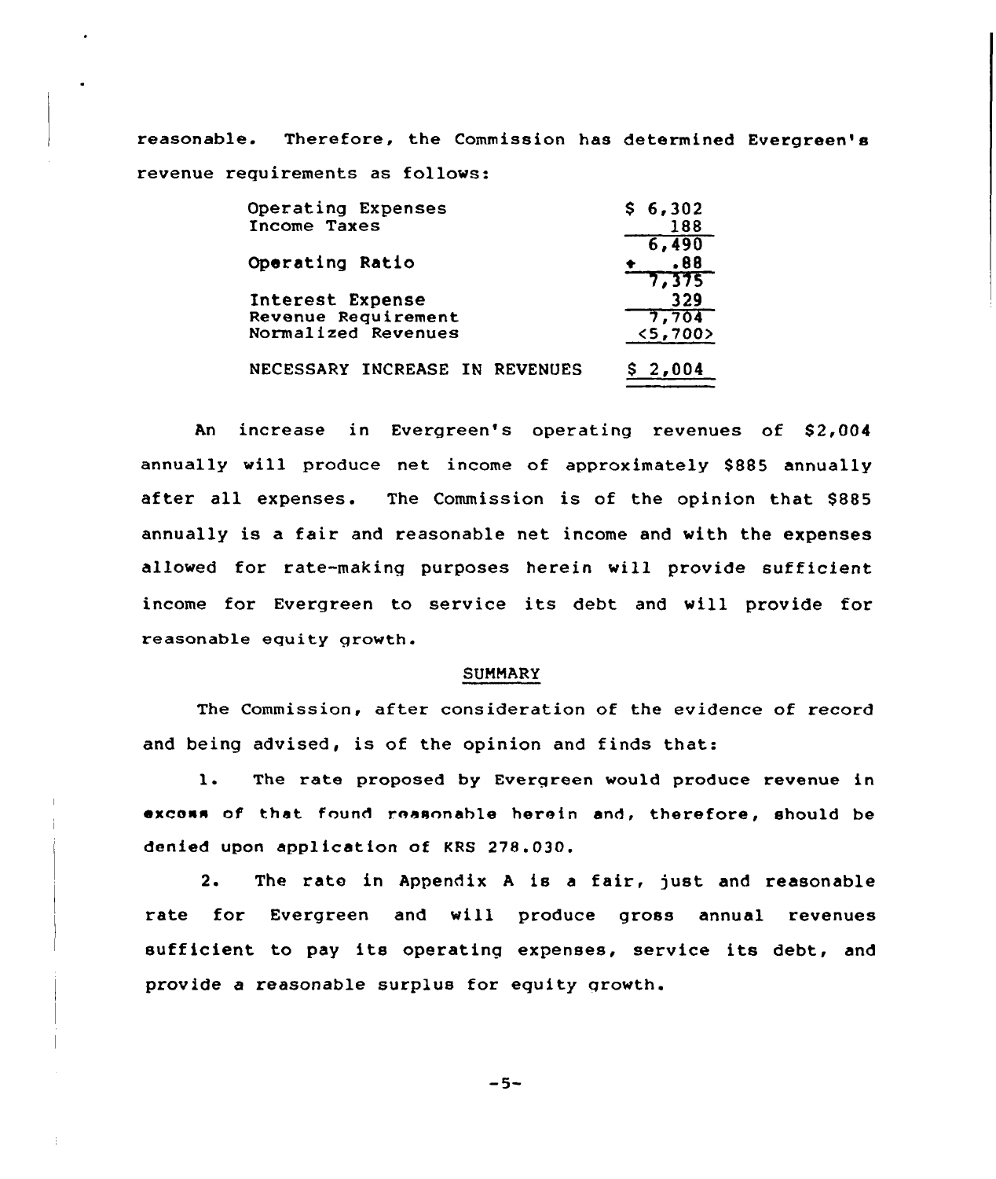reasonable. Therefore, the Commission has determined Evergreen's revenue requirements as follows:

| | |
|---|---|
| Operating Expenses | $ 6,302 |
| Income Taxes | 188 |
| | 6,490 |
| Operating Ratio | ÷ .88 |
| | 7,375 |
| Interest Expense | 329 |
| Revenue Requirement | 7,704 |
| Normalized Revenues | <5,700> |
| NECESSARY INCREASE IN REVENUES | $ 2,004 |

An increase in Evergreen's operating revenues of $2,004 annually will produce net income of approximately $885 annually after all expenses. The Commission is of the opinion that $885 annually is a fair and reasonable net income and with the expenses allowed for rate-making purposes herein will provide sufficient income for Evergreen to service its debt and will provide for reasonable equity growth.

## SUMMARY

The Commission, after consideration of the evidence of record and being advised, is of the opinion and finds that:

1. The rate proposed by Evergreen would produce revenue in excess of that found reasonable herein and, therefore, should be denied upon application of KRS 278.030.

2. The rate in Appendix A is a fair, just and reasonable rate for Evergreen and will produce gross annual revenues sufficient to pay its operating expenses, service its debt, and provide a reasonable surplus for equity growth.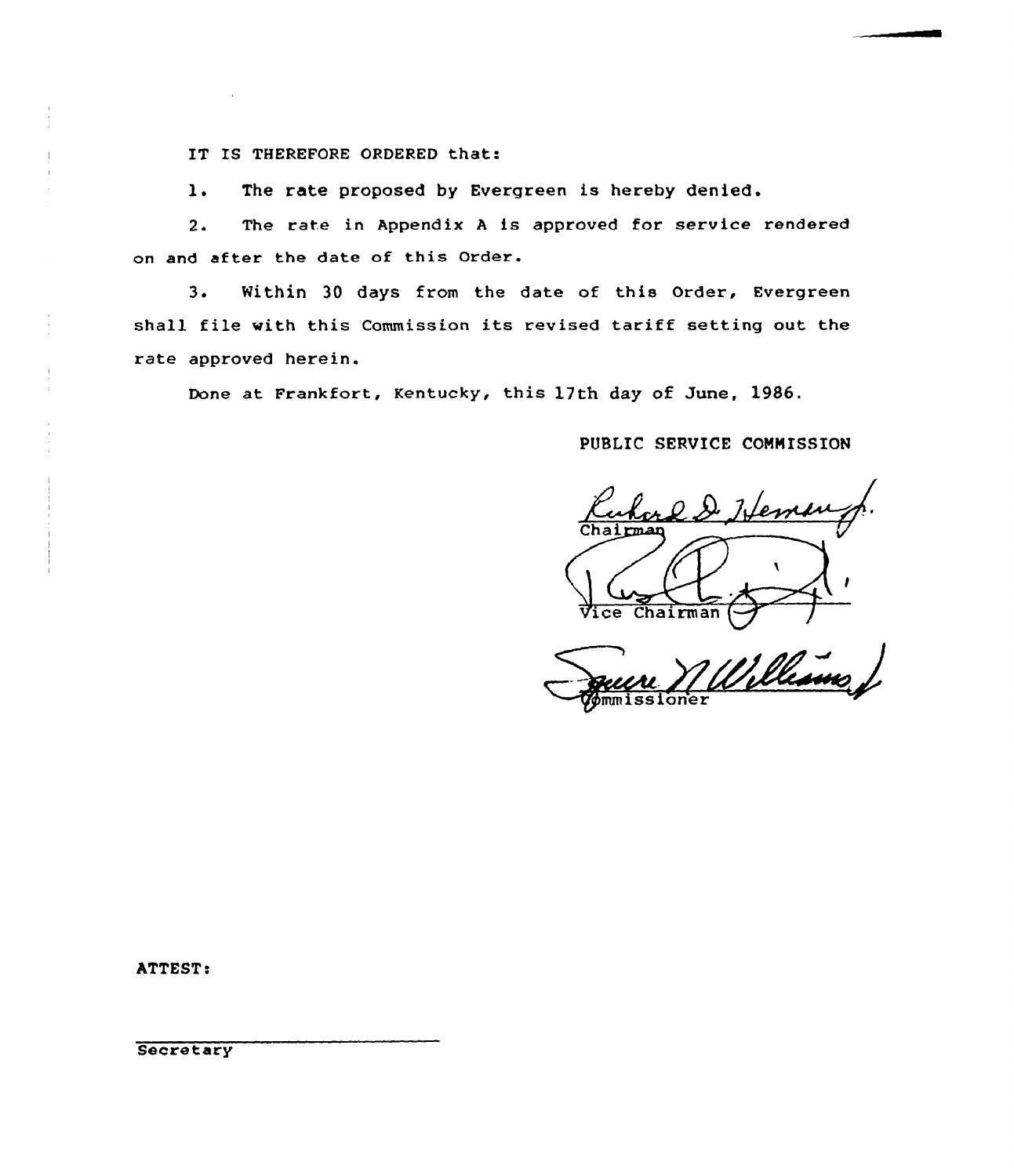IT IS THEREFORE ORDERED that:

1. The rate proposed by Evergreen is hereby denied.

2. The rate in Appendix A is approved for service rendered on and after the date of this Order.

3. Within 30 days from the date of this Order, Evergreen shall file with this Commission its revised tariff setting out the rate approved herein.

Done at Frankfort, Kentucky, this 17th day of June, 1986.

PUBLIC SERVICE COMMISSION

Richard D. Heman Jr.
Chairman

Vice Chairman

Jane N. Williams
Commissioner

ATTEST:

Secretary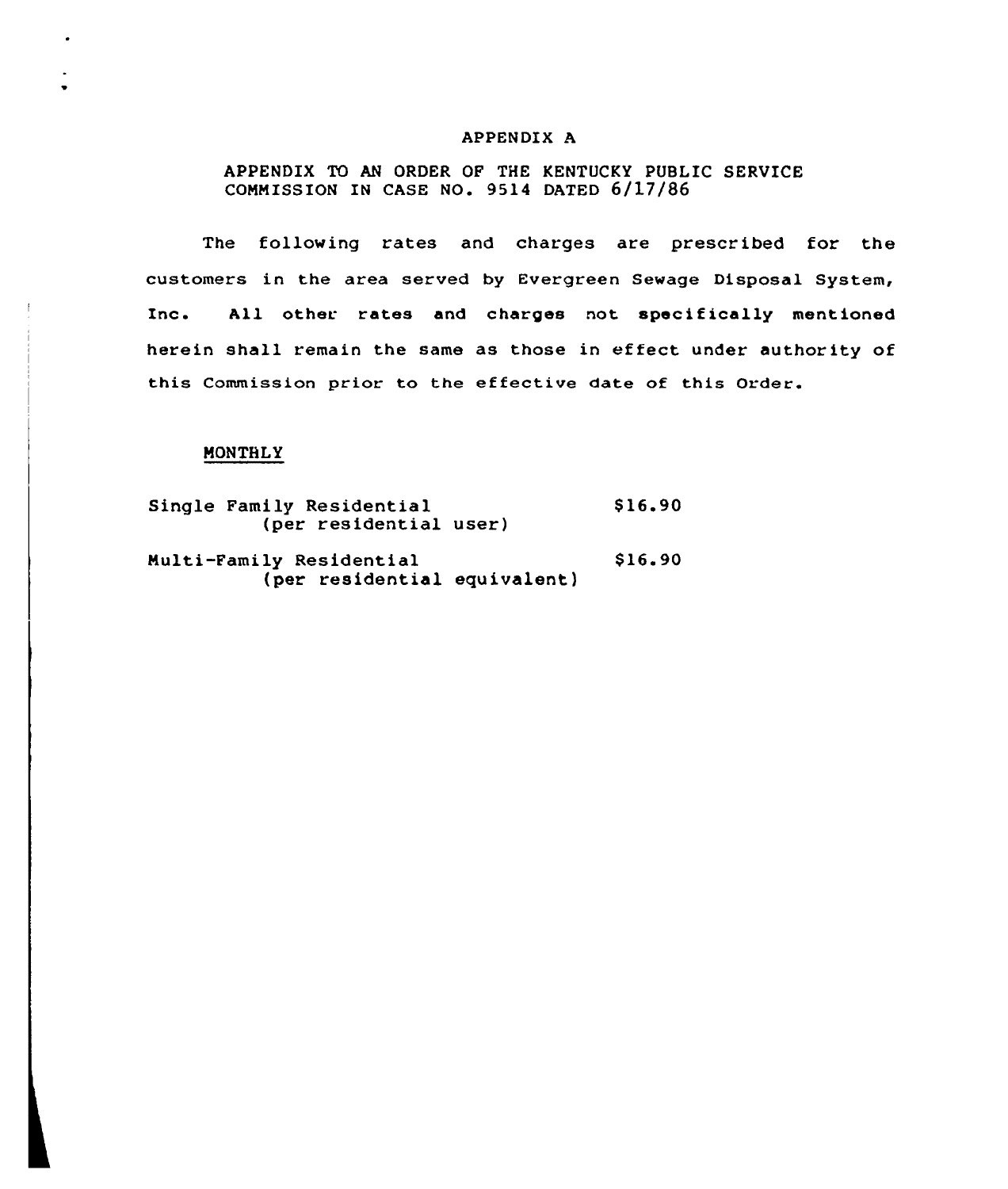# APPENDIX A

APPENDIX TO AN ORDER OF THE KENTUCKY PUBLIC SERVICE COMMISSION IN CASE NO. 9514 DATED 6/17/86

The following rates and charges are prescribed for the customers in the area served by Evergreen Sewage Disposal System, Inc. All other rates and charges not specifically mentioned herein shall remain the same as those in effect under authority of this Commission prior to the effective date of this Order.

<u>MONTHLY</u>

| | |
|---|---|
| Single Family Residential (per residential user) | $16.90 |
| Multi-Family Residential (per residential equivalent) | $16.90 |